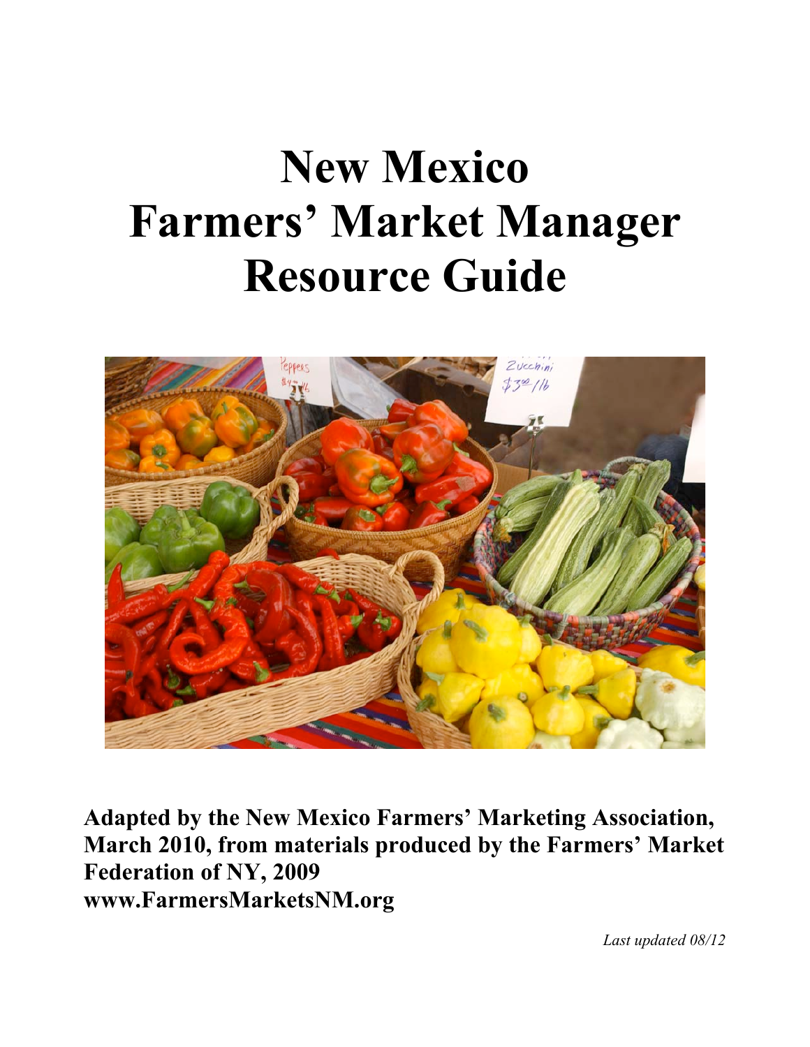# New Mexico Farmers' Market Manager Resource Guide

**Adapted by the New Mexico Farmers' Marketing Association, March 2010, from materials produced by the Farmers' Market Federation of NY, 2009**
**www.FarmersMarketsNM.org**

*Last updated 08/12*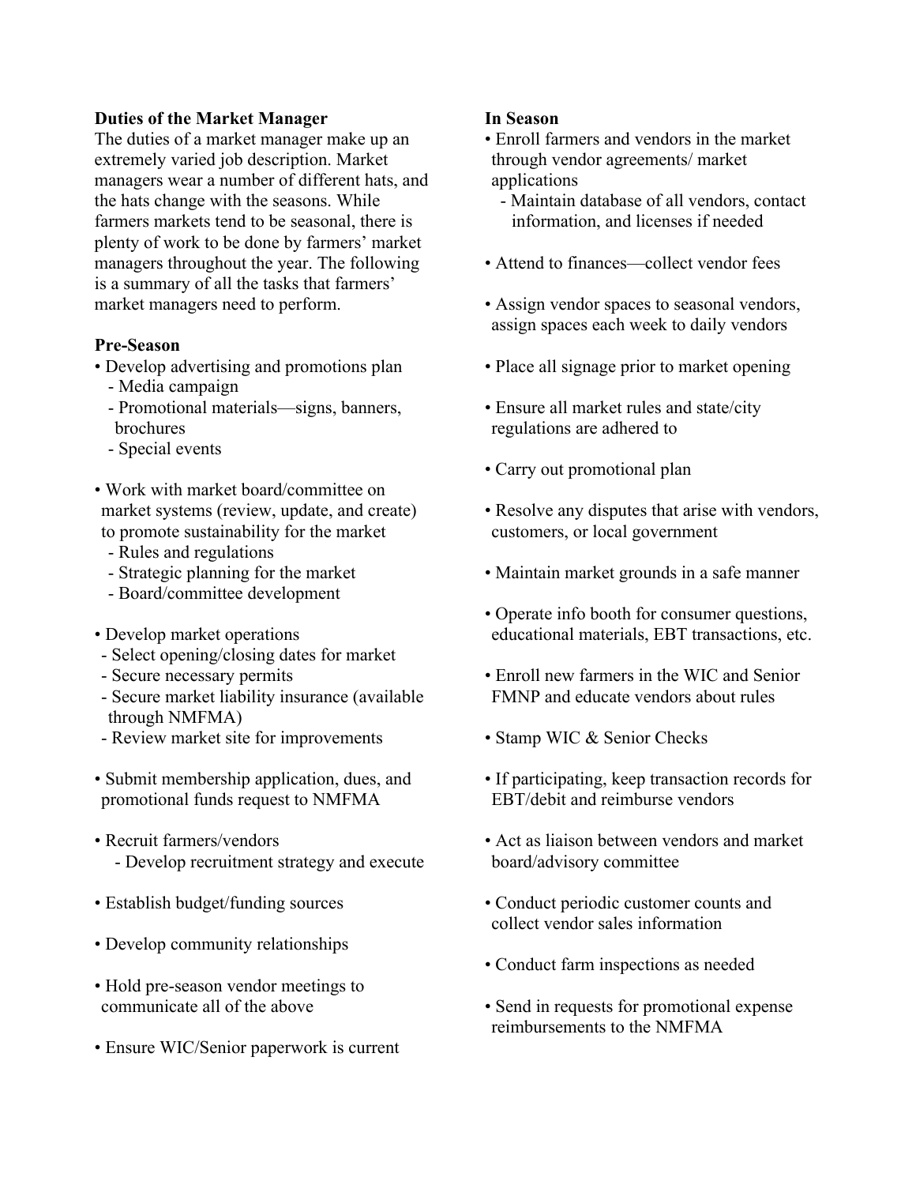**Duties of the Market Manager**

The duties of a market manager make up an extremely varied job description. Market managers wear a number of different hats, and the hats change with the seasons. While farmers markets tend to be seasonal, there is plenty of work to be done by farmers' market managers throughout the year. The following is a summary of all the tasks that farmers' market managers need to perform.

**Pre-Season**

- Develop advertising and promotions plan
  - Media campaign
  - Promotional materials—signs, banners, brochures
  - Special events
- Work with market board/committee on market systems (review, update, and create) to promote sustainability for the market
  - Rules and regulations
  - Strategic planning for the market
  - Board/committee development
- Develop market operations
  - Select opening/closing dates for market
  - Secure necessary permits
  - Secure market liability insurance (available through NMFMA)
  - Review market site for improvements
- Submit membership application, dues, and promotional funds request to NMFMA
- Recruit farmers/vendors
  - Develop recruitment strategy and execute
- Establish budget/funding sources
- Develop community relationships
- Hold pre-season vendor meetings to communicate all of the above
- Ensure WIC/Senior paperwork is current

**In Season**

- Enroll farmers and vendors in the market through vendor agreements/ market applications
  - Maintain database of all vendors, contact information, and licenses if needed
- Attend to finances—collect vendor fees
- Assign vendor spaces to seasonal vendors, assign spaces each week to daily vendors
- Place all signage prior to market opening
- Ensure all market rules and state/city regulations are adhered to
- Carry out promotional plan
- Resolve any disputes that arise with vendors, customers, or local government
- Maintain market grounds in a safe manner
- Operate info booth for consumer questions, educational materials, EBT transactions, etc.
- Enroll new farmers in the WIC and Senior FMNP and educate vendors about rules
- Stamp WIC & Senior Checks
- If participating, keep transaction records for EBT/debit and reimburse vendors
- Act as liaison between vendors and market board/advisory committee
- Conduct periodic customer counts and collect vendor sales information
- Conduct farm inspections as needed
- Send in requests for promotional expense reimbursements to the NMFMA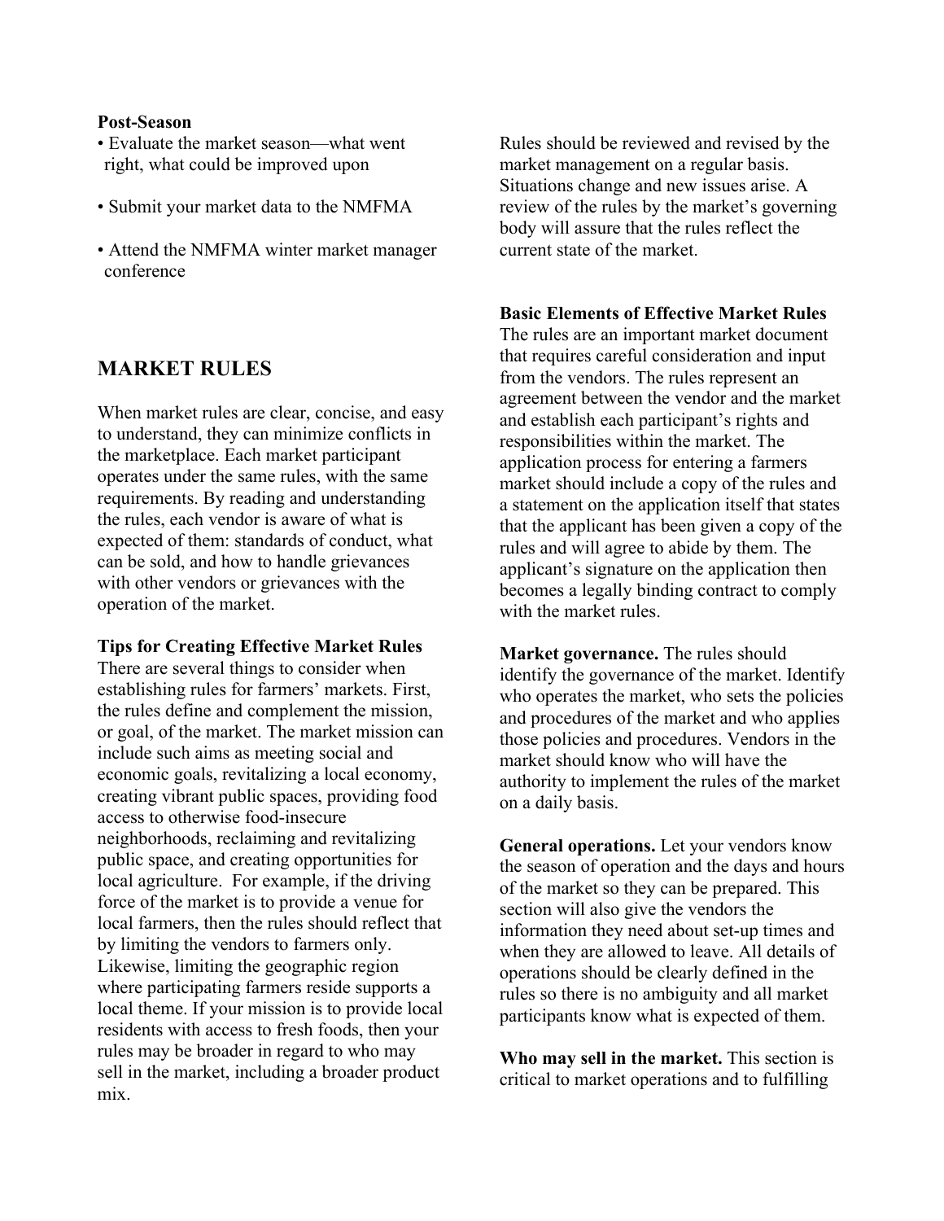**Post-Season**

- Evaluate the market season—what went right, what could be improved upon
- Submit your market data to the NMFMA
- Attend the NMFMA winter market manager conference

## MARKET RULES

When market rules are clear, concise, and easy to understand, they can minimize conflicts in the marketplace. Each market participant operates under the same rules, with the same requirements. By reading and understanding the rules, each vendor is aware of what is expected of them: standards of conduct, what can be sold, and how to handle grievances with other vendors or grievances with the operation of the market.

**Tips for Creating Effective Market Rules**

There are several things to consider when establishing rules for farmers' markets. First, the rules define and complement the mission, or goal, of the market. The market mission can include such aims as meeting social and economic goals, revitalizing a local economy, creating vibrant public spaces, providing food access to otherwise food-insecure neighborhoods, reclaiming and revitalizing public space, and creating opportunities for local agriculture. For example, if the driving force of the market is to provide a venue for local farmers, then the rules should reflect that by limiting the vendors to farmers only. Likewise, limiting the geographic region where participating farmers reside supports a local theme. If your mission is to provide local residents with access to fresh foods, then your rules may be broader in regard to who may sell in the market, including a broader product mix.

Rules should be reviewed and revised by the market management on a regular basis. Situations change and new issues arise. A review of the rules by the market's governing body will assure that the rules reflect the current state of the market.

**Basic Elements of Effective Market Rules**

The rules are an important market document that requires careful consideration and input from the vendors. The rules represent an agreement between the vendor and the market and establish each participant's rights and responsibilities within the market. The application process for entering a farmers market should include a copy of the rules and a statement on the application itself that states that the applicant has been given a copy of the rules and will agree to abide by them. The applicant's signature on the application then becomes a legally binding contract to comply with the market rules.

**Market governance.** The rules should identify the governance of the market. Identify who operates the market, who sets the policies and procedures of the market and who applies those policies and procedures. Vendors in the market should know who will have the authority to implement the rules of the market on a daily basis.

**General operations.** Let your vendors know the season of operation and the days and hours of the market so they can be prepared. This section will also give the vendors the information they need about set-up times and when they are allowed to leave. All details of operations should be clearly defined in the rules so there is no ambiguity and all market participants know what is expected of them.

**Who may sell in the market.** This section is critical to market operations and to fulfilling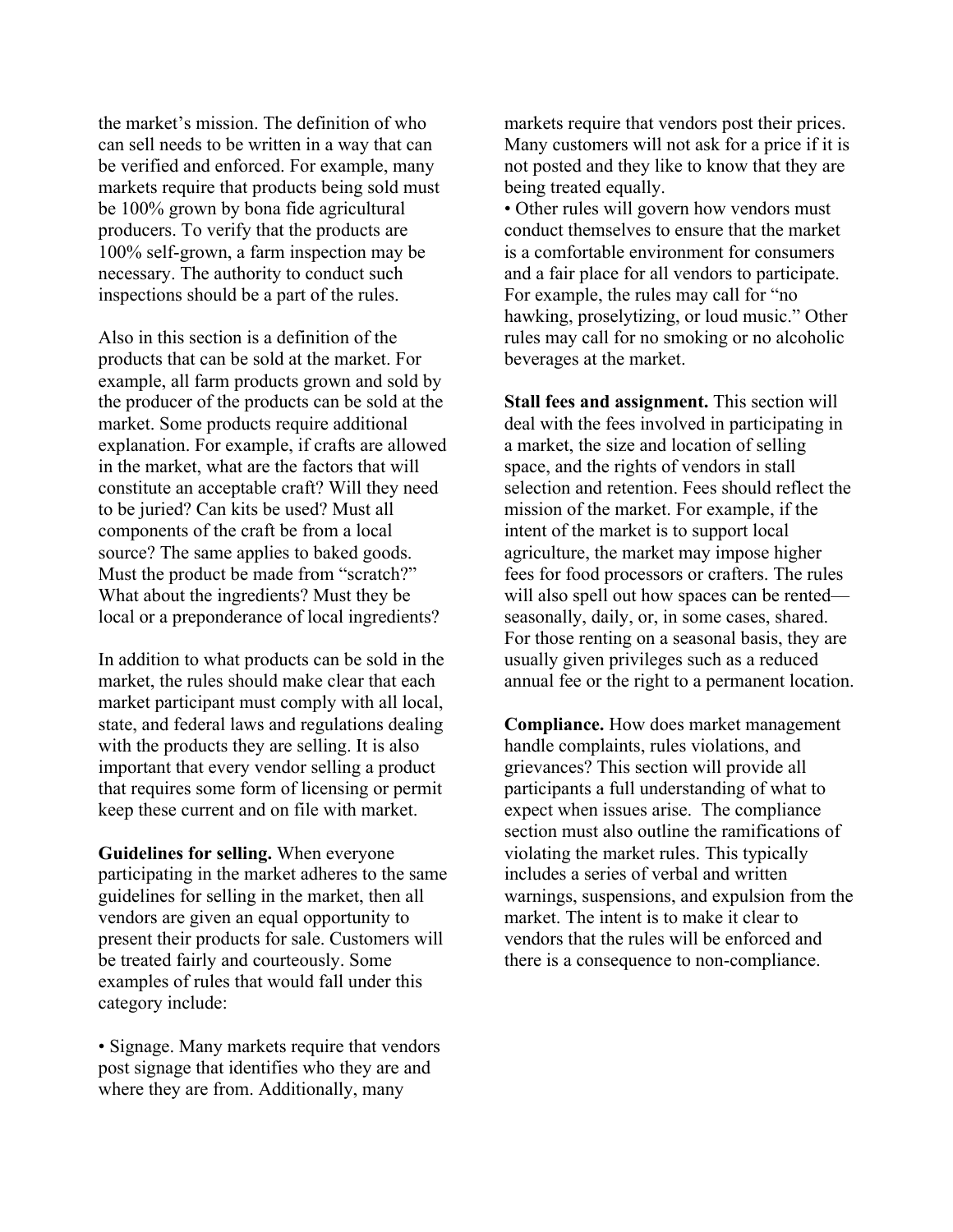the market's mission. The definition of who can sell needs to be written in a way that can be verified and enforced. For example, many markets require that products being sold must be 100% grown by bona fide agricultural producers. To verify that the products are 100% self-grown, a farm inspection may be necessary. The authority to conduct such inspections should be a part of the rules.

Also in this section is a definition of the products that can be sold at the market. For example, all farm products grown and sold by the producer of the products can be sold at the market. Some products require additional explanation. For example, if crafts are allowed in the market, what are the factors that will constitute an acceptable craft? Will they need to be juried? Can kits be used? Must all components of the craft be from a local source? The same applies to baked goods. Must the product be made from "scratch?" What about the ingredients? Must they be local or a preponderance of local ingredients?

In addition to what products can be sold in the market, the rules should make clear that each market participant must comply with all local, state, and federal laws and regulations dealing with the products they are selling. It is also important that every vendor selling a product that requires some form of licensing or permit keep these current and on file with market.

**Guidelines for selling.** When everyone participating in the market adheres to the same guidelines for selling in the market, then all vendors are given an equal opportunity to present their products for sale. Customers will be treated fairly and courteously. Some examples of rules that would fall under this category include:

• Signage. Many markets require that vendors post signage that identifies who they are and where they are from. Additionally, many markets require that vendors post their prices. Many customers will not ask for a price if it is not posted and they like to know that they are being treated equally.

• Other rules will govern how vendors must conduct themselves to ensure that the market is a comfortable environment for consumers and a fair place for all vendors to participate. For example, the rules may call for "no hawking, proselytizing, or loud music." Other rules may call for no smoking or no alcoholic beverages at the market.

**Stall fees and assignment.** This section will deal with the fees involved in participating in a market, the size and location of selling space, and the rights of vendors in stall selection and retention. Fees should reflect the mission of the market. For example, if the intent of the market is to support local agriculture, the market may impose higher fees for food processors or crafters. The rules will also spell out how spaces can be rented—seasonally, daily, or, in some cases, shared. For those renting on a seasonal basis, they are usually given privileges such as a reduced annual fee or the right to a permanent location.

**Compliance.** How does market management handle complaints, rules violations, and grievances? This section will provide all participants a full understanding of what to expect when issues arise. The compliance section must also outline the ramifications of violating the market rules. This typically includes a series of verbal and written warnings, suspensions, and expulsion from the market. The intent is to make it clear to vendors that the rules will be enforced and there is a consequence to non-compliance.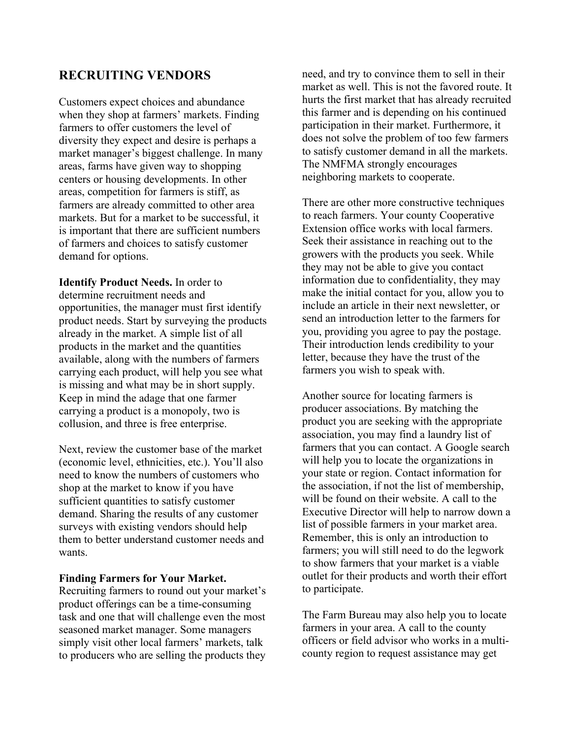## RECRUITING VENDORS

Customers expect choices and abundance when they shop at farmers' markets. Finding farmers to offer customers the level of diversity they expect and desire is perhaps a market manager's biggest challenge. In many areas, farms have given way to shopping centers or housing developments. In other areas, competition for farmers is stiff, as farmers are already committed to other area markets. But for a market to be successful, it is important that there are sufficient numbers of farmers and choices to satisfy customer demand for options.

**Identify Product Needs.** In order to determine recruitment needs and opportunities, the manager must first identify product needs. Start by surveying the products already in the market. A simple list of all products in the market and the quantities available, along with the numbers of farmers carrying each product, will help you see what is missing and what may be in short supply. Keep in mind the adage that one farmer carrying a product is a monopoly, two is collusion, and three is free enterprise.

Next, review the customer base of the market (economic level, ethnicities, etc.). You'll also need to know the numbers of customers who shop at the market to know if you have sufficient quantities to satisfy customer demand. Sharing the results of any customer surveys with existing vendors should help them to better understand customer needs and wants.

**Finding Farmers for Your Market.** Recruiting farmers to round out your market's product offerings can be a time-consuming task and one that will challenge even the most seasoned market manager. Some managers simply visit other local farmers' markets, talk to producers who are selling the products they need, and try to convince them to sell in their market as well. This is not the favored route. It hurts the first market that has already recruited this farmer and is depending on his continued participation in their market. Furthermore, it does not solve the problem of too few farmers to satisfy customer demand in all the markets. The NMFMA strongly encourages neighboring markets to cooperate.

There are other more constructive techniques to reach farmers. Your county Cooperative Extension office works with local farmers. Seek their assistance in reaching out to the growers with the products you seek. While they may not be able to give you contact information due to confidentiality, they may make the initial contact for you, allow you to include an article in their next newsletter, or send an introduction letter to the farmers for you, providing you agree to pay the postage. Their introduction lends credibility to your letter, because they have the trust of the farmers you wish to speak with.

Another source for locating farmers is producer associations. By matching the product you are seeking with the appropriate association, you may find a laundry list of farmers that you can contact. A Google search will help you to locate the organizations in your state or region. Contact information for the association, if not the list of membership, will be found on their website. A call to the Executive Director will help to narrow down a list of possible farmers in your market area. Remember, this is only an introduction to farmers; you will still need to do the legwork to show farmers that your market is a viable outlet for their products and worth their effort to participate.

The Farm Bureau may also help you to locate farmers in your area. A call to the county officers or field advisor who works in a multi-county region to request assistance may get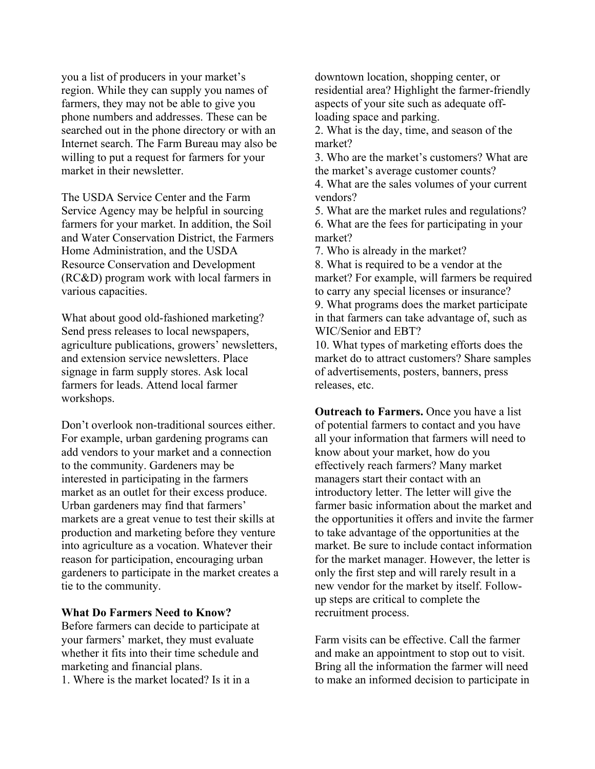you a list of producers in your market's region. While they can supply you names of farmers, they may not be able to give you phone numbers and addresses. These can be searched out in the phone directory or with an Internet search. The Farm Bureau may also be willing to put a request for farmers for your market in their newsletter.

The USDA Service Center and the Farm Service Agency may be helpful in sourcing farmers for your market. In addition, the Soil and Water Conservation District, the Farmers Home Administration, and the USDA Resource Conservation and Development (RC&D) program work with local farmers in various capacities.

What about good old-fashioned marketing? Send press releases to local newspapers, agriculture publications, growers' newsletters, and extension service newsletters. Place signage in farm supply stores. Ask local farmers for leads. Attend local farmer workshops.

Don't overlook non-traditional sources either. For example, urban gardening programs can add vendors to your market and a connection to the community. Gardeners may be interested in participating in the farmers market as an outlet for their excess produce. Urban gardeners may find that farmers' markets are a great venue to test their skills at production and marketing before they venture into agriculture as a vocation. Whatever their reason for participation, encouraging urban gardeners to participate in the market creates a tie to the community.

**What Do Farmers Need to Know?**

Before farmers can decide to participate at your farmers' market, they must evaluate whether it fits into their time schedule and marketing and financial plans.

1. Where is the market located? Is it in a downtown location, shopping center, or residential area? Highlight the farmer-friendly aspects of your site such as adequate off-loading space and parking.
2. What is the day, time, and season of the market?
3. Who are the market's customers? What are the market's average customer counts?
4. What are the sales volumes of your current vendors?
5. What are the market rules and regulations?
6. What are the fees for participating in your market?
7. Who is already in the market?
8. What is required to be a vendor at the market? For example, will farmers be required to carry any special licenses or insurance?
9. What programs does the market participate in that farmers can take advantage of, such as WIC/Senior and EBT?
10. What types of marketing efforts does the market do to attract customers? Share samples of advertisements, posters, banners, press releases, etc.

**Outreach to Farmers.** Once you have a list of potential farmers to contact and you have all your information that farmers will need to know about your market, how do you effectively reach farmers? Many market managers start their contact with an introductory letter. The letter will give the farmer basic information about the market and the opportunities it offers and invite the farmer to take advantage of the opportunities at the market. Be sure to include contact information for the market manager. However, the letter is only the first step and will rarely result in a new vendor for the market by itself. Follow-up steps are critical to complete the recruitment process.

Farm visits can be effective. Call the farmer and make an appointment to stop out to visit. Bring all the information the farmer will need to make an informed decision to participate in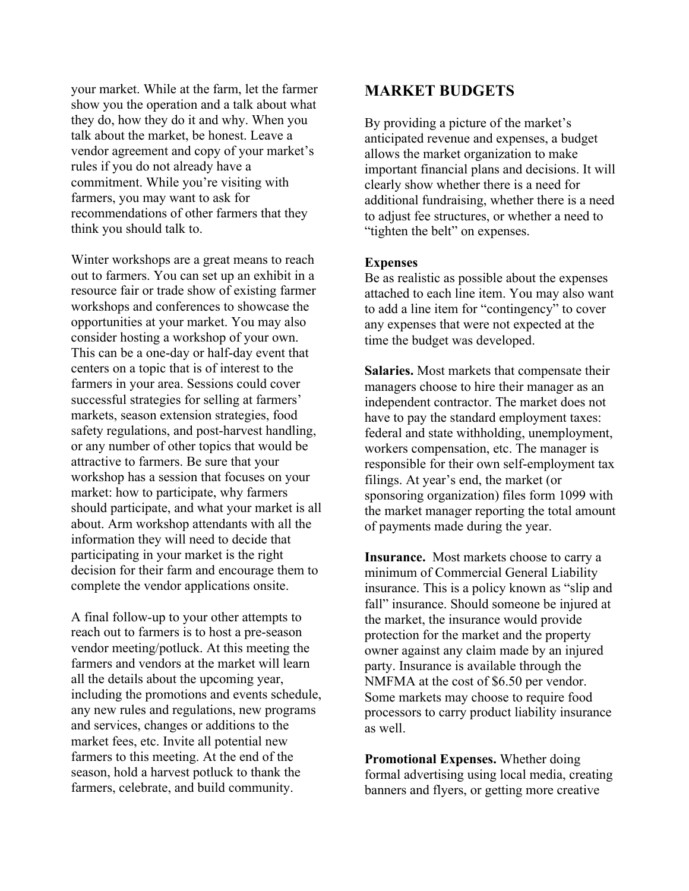your market. While at the farm, let the farmer show you the operation and a talk about what they do, how they do it and why. When you talk about the market, be honest. Leave a vendor agreement and copy of your market's rules if you do not already have a commitment. While you're visiting with farmers, you may want to ask for recommendations of other farmers that they think you should talk to.

Winter workshops are a great means to reach out to farmers. You can set up an exhibit in a resource fair or trade show of existing farmer workshops and conferences to showcase the opportunities at your market. You may also consider hosting a workshop of your own. This can be a one-day or half-day event that centers on a topic that is of interest to the farmers in your area. Sessions could cover successful strategies for selling at farmers' markets, season extension strategies, food safety regulations, and post-harvest handling, or any number of other topics that would be attractive to farmers. Be sure that your workshop has a session that focuses on your market: how to participate, why farmers should participate, and what your market is all about. Arm workshop attendants with all the information they will need to decide that participating in your market is the right decision for their farm and encourage them to complete the vendor applications onsite.

A final follow-up to your other attempts to reach out to farmers is to host a pre-season vendor meeting/potluck. At this meeting the farmers and vendors at the market will learn all the details about the upcoming year, including the promotions and events schedule, any new rules and regulations, new programs and services, changes or additions to the market fees, etc. Invite all potential new farmers to this meeting. At the end of the season, hold a harvest potluck to thank the farmers, celebrate, and build community.

## MARKET BUDGETS

By providing a picture of the market's anticipated revenue and expenses, a budget allows the market organization to make important financial plans and decisions. It will clearly show whether there is a need for additional fundraising, whether there is a need to adjust fee structures, or whether a need to "tighten the belt" on expenses.

**Expenses**

Be as realistic as possible about the expenses attached to each line item. You may also want to add a line item for "contingency" to cover any expenses that were not expected at the time the budget was developed.

**Salaries.** Most markets that compensate their managers choose to hire their manager as an independent contractor. The market does not have to pay the standard employment taxes: federal and state withholding, unemployment, workers compensation, etc. The manager is responsible for their own self-employment tax filings. At year's end, the market (or sponsoring organization) files form 1099 with the market manager reporting the total amount of payments made during the year.

**Insurance.** Most markets choose to carry a minimum of Commercial General Liability insurance. This is a policy known as "slip and fall" insurance. Should someone be injured at the market, the insurance would provide protection for the market and the property owner against any claim made by an injured party. Insurance is available through the NMFMA at the cost of $6.50 per vendor. Some markets may choose to require food processors to carry product liability insurance as well.

**Promotional Expenses.** Whether doing formal advertising using local media, creating banners and flyers, or getting more creative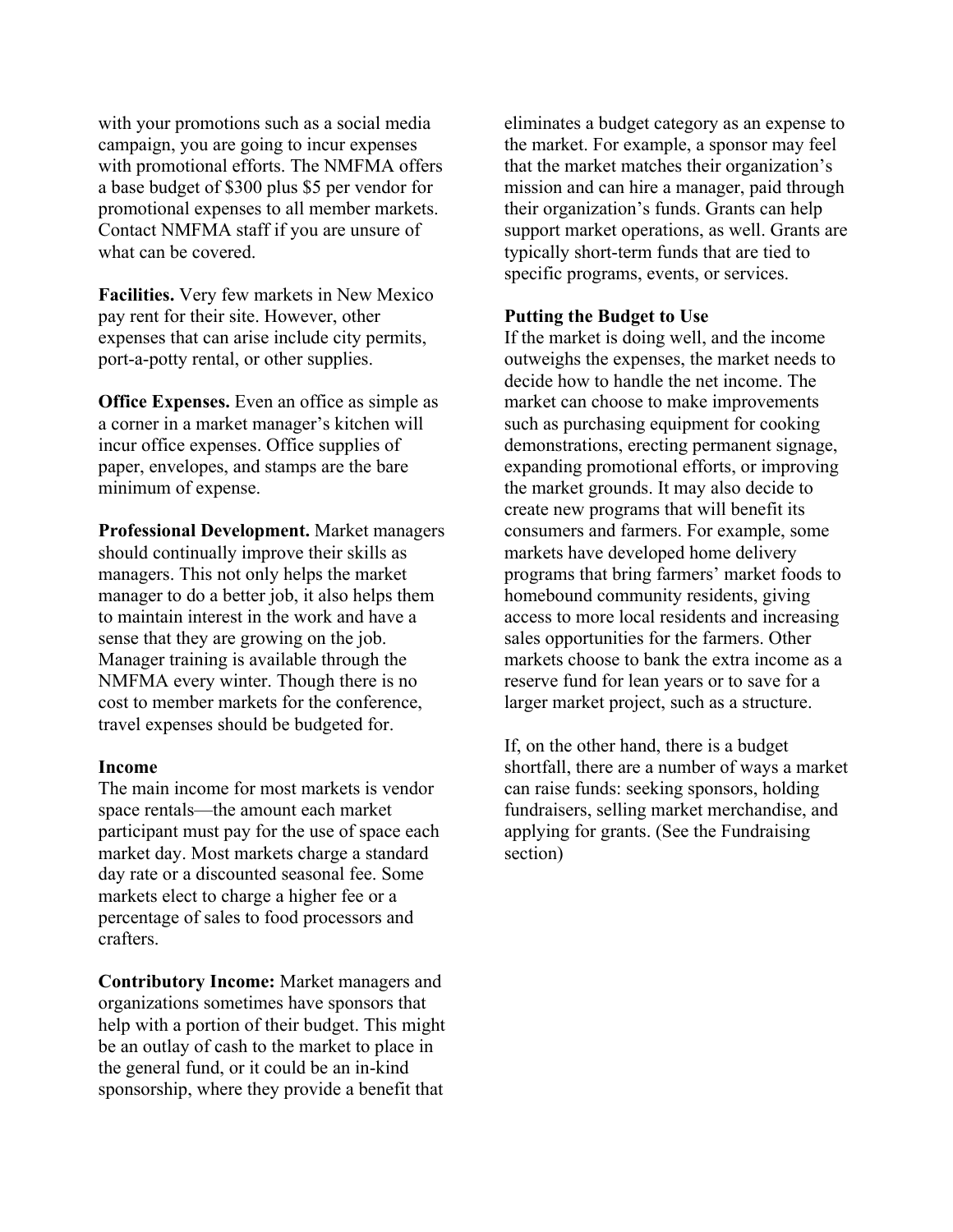with your promotions such as a social media campaign, you are going to incur expenses with promotional efforts. The NMFMA offers a base budget of $300 plus $5 per vendor for promotional expenses to all member markets. Contact NMFMA staff if you are unsure of what can be covered.

**Facilities.** Very few markets in New Mexico pay rent for their site. However, other expenses that can arise include city permits, port-a-potty rental, or other supplies.

**Office Expenses.** Even an office as simple as a corner in a market manager's kitchen will incur office expenses. Office supplies of paper, envelopes, and stamps are the bare minimum of expense.

**Professional Development.** Market managers should continually improve their skills as managers. This not only helps the market manager to do a better job, it also helps them to maintain interest in the work and have a sense that they are growing on the job. Manager training is available through the NMFMA every winter. Though there is no cost to member markets for the conference, travel expenses should be budgeted for.

**Income**

The main income for most markets is vendor space rentals—the amount each market participant must pay for the use of space each market day. Most markets charge a standard day rate or a discounted seasonal fee. Some markets elect to charge a higher fee or a percentage of sales to food processors and crafters.

**Contributory Income:** Market managers and organizations sometimes have sponsors that help with a portion of their budget. This might be an outlay of cash to the market to place in the general fund, or it could be an in-kind sponsorship, where they provide a benefit that eliminates a budget category as an expense to the market. For example, a sponsor may feel that the market matches their organization's mission and can hire a manager, paid through their organization's funds. Grants can help support market operations, as well. Grants are typically short-term funds that are tied to specific programs, events, or services.

**Putting the Budget to Use**

If the market is doing well, and the income outweighs the expenses, the market needs to decide how to handle the net income. The market can choose to make improvements such as purchasing equipment for cooking demonstrations, erecting permanent signage, expanding promotional efforts, or improving the market grounds. It may also decide to create new programs that will benefit its consumers and farmers. For example, some markets have developed home delivery programs that bring farmers' market foods to homebound community residents, giving access to more local residents and increasing sales opportunities for the farmers. Other markets choose to bank the extra income as a reserve fund for lean years or to save for a larger market project, such as a structure.

If, on the other hand, there is a budget shortfall, there are a number of ways a market can raise funds: seeking sponsors, holding fundraisers, selling market merchandise, and applying for grants. (See the Fundraising section)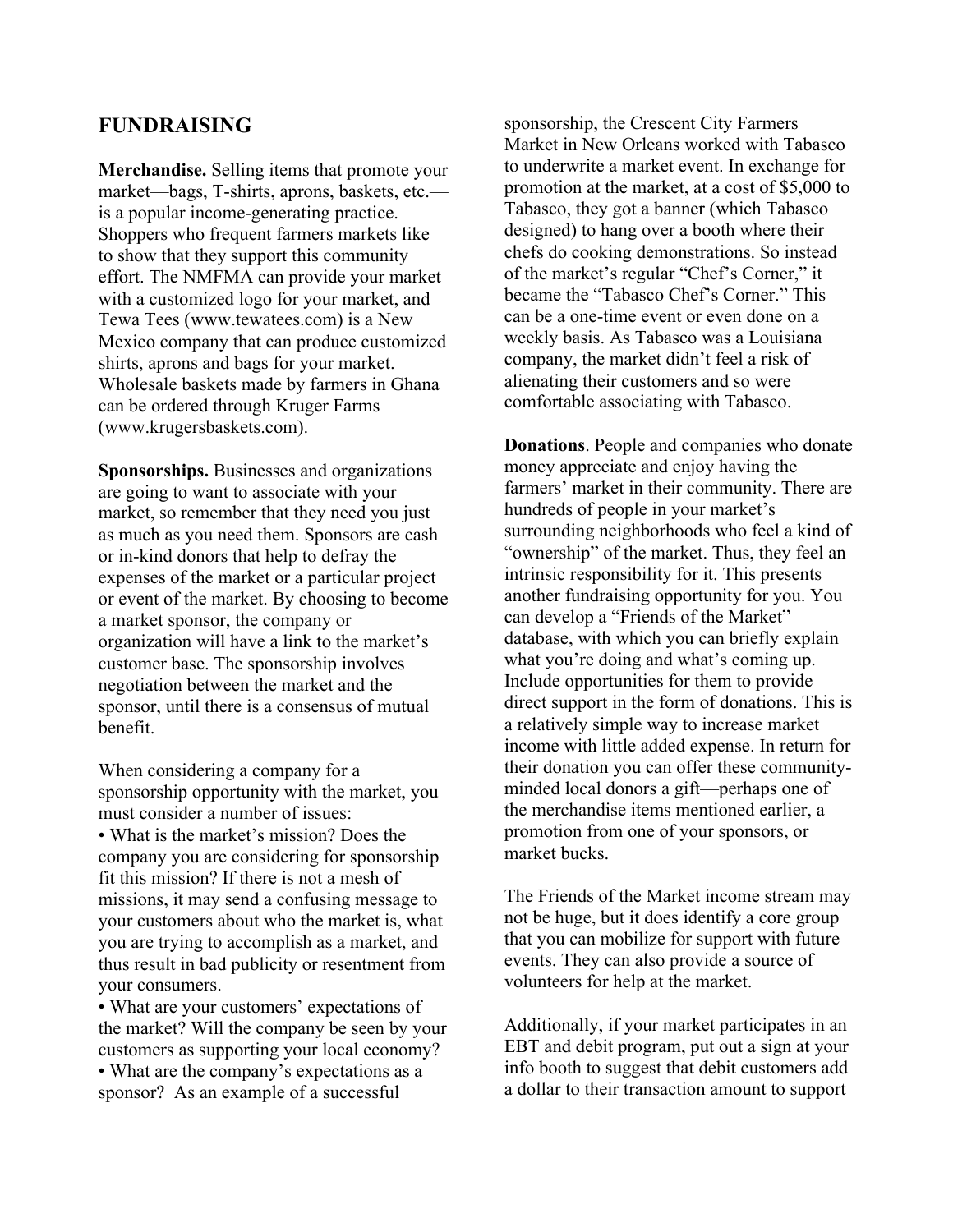## FUNDRAISING

**Merchandise.** Selling items that promote your market—bags, T-shirts, aprons, baskets, etc.—is a popular income-generating practice. Shoppers who frequent farmers markets like to show that they support this community effort. The NMFMA can provide your market with a customized logo for your market, and Tewa Tees (www.tewatees.com) is a New Mexico company that can produce customized shirts, aprons and bags for your market. Wholesale baskets made by farmers in Ghana can be ordered through Kruger Farms (www.krugersbaskets.com).

**Sponsorships.** Businesses and organizations are going to want to associate with your market, so remember that they need you just as much as you need them. Sponsors are cash or in-kind donors that help to defray the expenses of the market or a particular project or event of the market. By choosing to become a market sponsor, the company or organization will have a link to the market's customer base. The sponsorship involves negotiation between the market and the sponsor, until there is a consensus of mutual benefit.

When considering a company for a sponsorship opportunity with the market, you must consider a number of issues:

- What is the market's mission? Does the company you are considering for sponsorship fit this mission? If there is not a mesh of missions, it may send a confusing message to your customers about who the market is, what you are trying to accomplish as a market, and thus result in bad publicity or resentment from your consumers.
- What are your customers' expectations of the market? Will the company be seen by your customers as supporting your local economy?
- What are the company's expectations as a sponsor? As an example of a successful sponsorship, the Crescent City Farmers Market in New Orleans worked with Tabasco to underwrite a market event. In exchange for promotion at the market, at a cost of $5,000 to Tabasco, they got a banner (which Tabasco designed) to hang over a booth where their chefs do cooking demonstrations. So instead of the market's regular "Chef's Corner," it became the "Tabasco Chef's Corner." This can be a one-time event or even done on a weekly basis. As Tabasco was a Louisiana company, the market didn't feel a risk of alienating their customers and so were comfortable associating with Tabasco.

**Donations**. People and companies who donate money appreciate and enjoy having the farmers' market in their community. There are hundreds of people in your market's surrounding neighborhoods who feel a kind of "ownership" of the market. Thus, they feel an intrinsic responsibility for it. This presents another fundraising opportunity for you. You can develop a "Friends of the Market" database, with which you can briefly explain what you're doing and what's coming up. Include opportunities for them to provide direct support in the form of donations. This is a relatively simple way to increase market income with little added expense. In return for their donation you can offer these community-minded local donors a gift—perhaps one of the merchandise items mentioned earlier, a promotion from one of your sponsors, or market bucks.

The Friends of the Market income stream may not be huge, but it does identify a core group that you can mobilize for support with future events. They can also provide a source of volunteers for help at the market.

Additionally, if your market participates in an EBT and debit program, put out a sign at your info booth to suggest that debit customers add a dollar to their transaction amount to support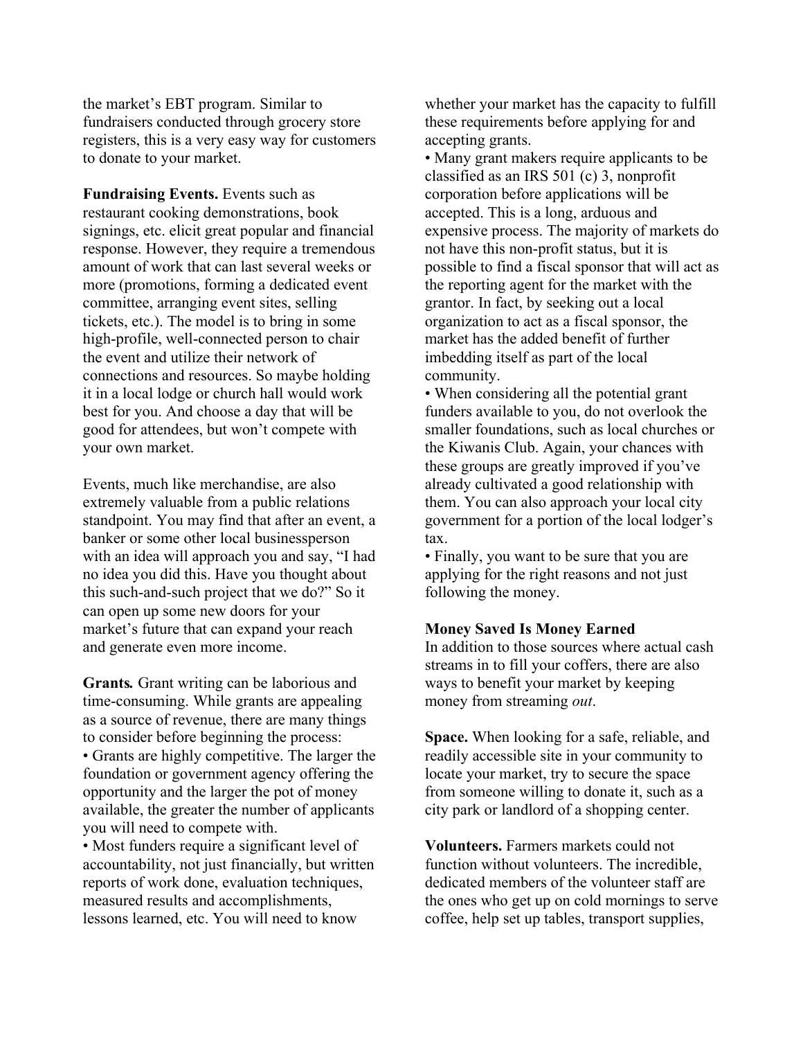the market's EBT program. Similar to fundraisers conducted through grocery store registers, this is a very easy way for customers to donate to your market.

**Fundraising Events.** Events such as restaurant cooking demonstrations, book signings, etc. elicit great popular and financial response. However, they require a tremendous amount of work that can last several weeks or more (promotions, forming a dedicated event committee, arranging event sites, selling tickets, etc.). The model is to bring in some high-profile, well-connected person to chair the event and utilize their network of connections and resources. So maybe holding it in a local lodge or church hall would work best for you. And choose a day that will be good for attendees, but won't compete with your own market.

Events, much like merchandise, are also extremely valuable from a public relations standpoint. You may find that after an event, a banker or some other local businessperson with an idea will approach you and say, "I had no idea you did this. Have you thought about this such-and-such project that we do?" So it can open up some new doors for your market's future that can expand your reach and generate even more income.

***Grants.*** Grant writing can be laborious and time-consuming. While grants are appealing as a source of revenue, there are many things to consider before beginning the process:

- Grants are highly competitive. The larger the foundation or government agency offering the opportunity and the larger the pot of money available, the greater the number of applicants you will need to compete with.
- Most funders require a significant level of accountability, not just financially, but written reports of work done, evaluation techniques, measured results and accomplishments, lessons learned, etc. You will need to know whether your market has the capacity to fulfill these requirements before applying for and accepting grants.
- Many grant makers require applicants to be classified as an IRS 501 (c) 3, nonprofit corporation before applications will be accepted. This is a long, arduous and expensive process. The majority of markets do not have this non-profit status, but it is possible to find a fiscal sponsor that will act as the reporting agent for the market with the grantor. In fact, by seeking out a local organization to act as a fiscal sponsor, the market has the added benefit of further imbedding itself as part of the local community.
- When considering all the potential grant funders available to you, do not overlook the smaller foundations, such as local churches or the Kiwanis Club. Again, your chances with these groups are greatly improved if you've already cultivated a good relationship with them. You can also approach your local city government for a portion of the local lodger's tax.
- Finally, you want to be sure that you are applying for the right reasons and not just following the money.

**Money Saved Is Money Earned**

In addition to those sources where actual cash streams in to fill your coffers, there are also ways to benefit your market by keeping money from streaming *out*.

**Space.** When looking for a safe, reliable, and readily accessible site in your community to locate your market, try to secure the space from someone willing to donate it, such as a city park or landlord of a shopping center.

**Volunteers.** Farmers markets could not function without volunteers. The incredible, dedicated members of the volunteer staff are the ones who get up on cold mornings to serve coffee, help set up tables, transport supplies,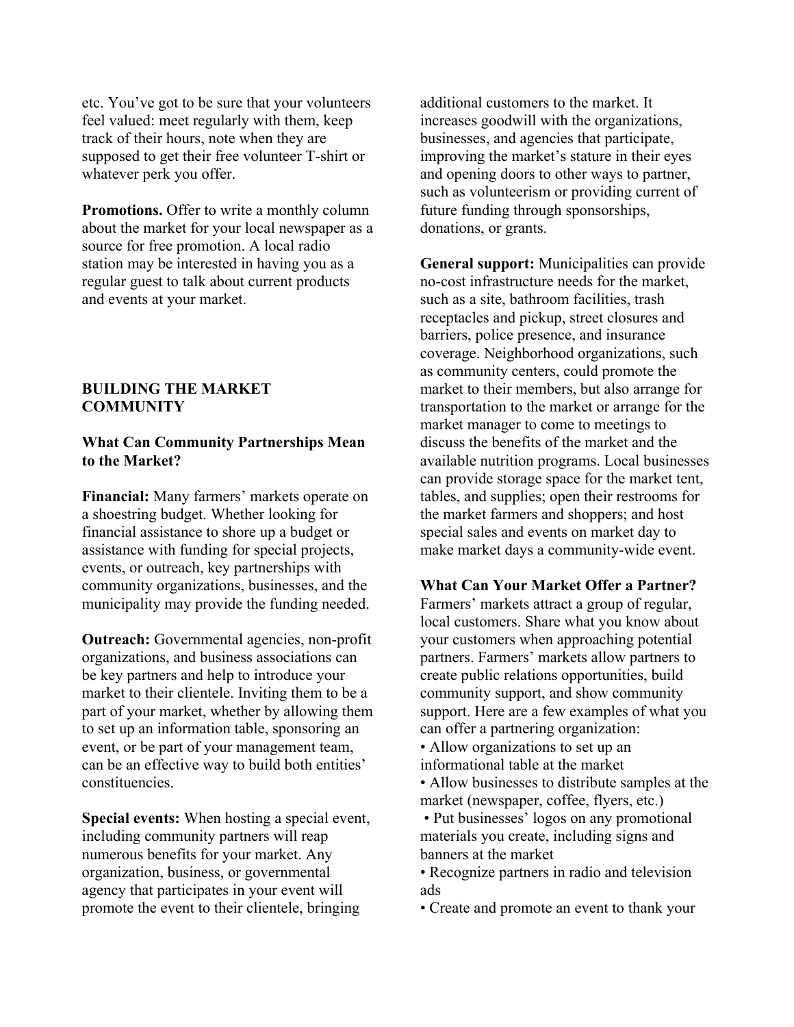etc. You've got to be sure that your volunteers feel valued: meet regularly with them, keep track of their hours, note when they are supposed to get their free volunteer T-shirt or whatever perk you offer.

**Promotions.** Offer to write a monthly column about the market for your local newspaper as a source for free promotion. A local radio station may be interested in having you as a regular guest to talk about current products and events at your market.

## BUILDING THE MARKET COMMUNITY

### What Can Community Partnerships Mean to the Market?

**Financial:** Many farmers' markets operate on a shoestring budget. Whether looking for financial assistance to shore up a budget or assistance with funding for special projects, events, or outreach, key partnerships with community organizations, businesses, and the municipality may provide the funding needed.

**Outreach:** Governmental agencies, non-profit organizations, and business associations can be key partners and help to introduce your market to their clientele. Inviting them to be a part of your market, whether by allowing them to set up an information table, sponsoring an event, or be part of your management team, can be an effective way to build both entities' constituencies.

**Special events:** When hosting a special event, including community partners will reap numerous benefits for your market. Any organization, business, or governmental agency that participates in your event will promote the event to their clientele, bringing additional customers to the market. It increases goodwill with the organizations, businesses, and agencies that participate, improving the market's stature in their eyes and opening doors to other ways to partner, such as volunteerism or providing current of future funding through sponsorships, donations, or grants.

**General support:** Municipalities can provide no-cost infrastructure needs for the market, such as a site, bathroom facilities, trash receptacles and pickup, street closures and barriers, police presence, and insurance coverage. Neighborhood organizations, such as community centers, could promote the market to their members, but also arrange for transportation to the market or arrange for the market manager to come to meetings to discuss the benefits of the market and the available nutrition programs. Local businesses can provide storage space for the market tent, tables, and supplies; open their restrooms for the market farmers and shoppers; and host special sales and events on market day to make market days a community-wide event.

### What Can Your Market Offer a Partner?

Farmers' markets attract a group of regular, local customers. Share what you know about your customers when approaching potential partners. Farmers' markets allow partners to create public relations opportunities, build community support, and show community support. Here are a few examples of what you can offer a partnering organization:

- Allow organizations to set up an informational table at the market
- Allow businesses to distribute samples at the market (newspaper, coffee, flyers, etc.)
- Put businesses' logos on any promotional materials you create, including signs and banners at the market
- Recognize partners in radio and television ads
- Create and promote an event to thank your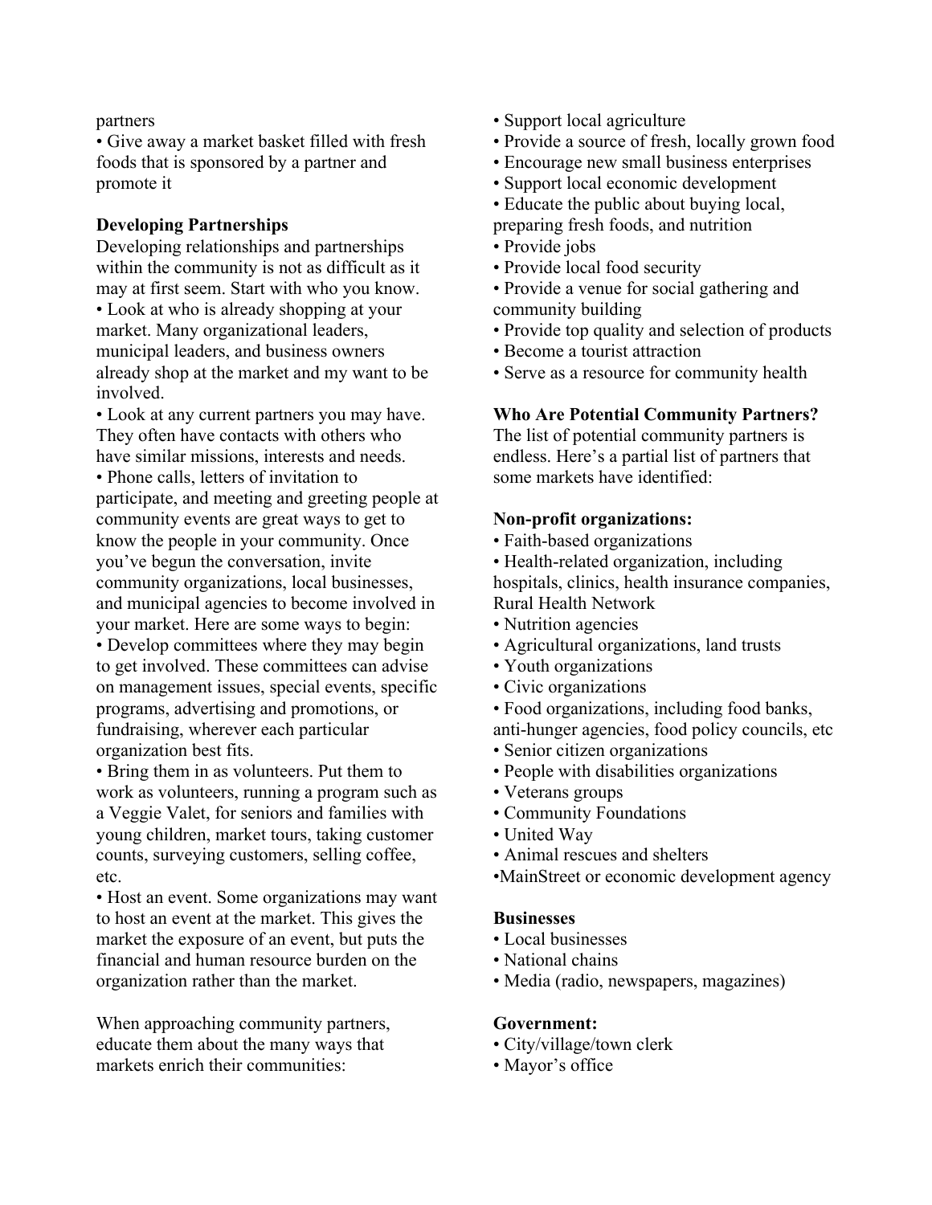partners

- Give away a market basket filled with fresh foods that is sponsored by a partner and promote it

**Developing Partnerships**

Developing relationships and partnerships within the community is not as difficult as it may at first seem. Start with who you know.

- Look at who is already shopping at your market. Many organizational leaders, municipal leaders, and business owners already shop at the market and my want to be involved.
- Look at any current partners you may have. They often have contacts with others who have similar missions, interests and needs.
- Phone calls, letters of invitation to participate, and meeting and greeting people at community events are great ways to get to know the people in your community. Once you've begun the conversation, invite community organizations, local businesses, and municipal agencies to become involved in your market. Here are some ways to begin:
- Develop committees where they may begin to get involved. These committees can advise on management issues, special events, specific programs, advertising and promotions, or fundraising, wherever each particular organization best fits.
- Bring them in as volunteers. Put them to work as volunteers, running a program such as a Veggie Valet, for seniors and families with young children, market tours, taking customer counts, surveying customers, selling coffee, etc.
- Host an event. Some organizations may want to host an event at the market. This gives the market the exposure of an event, but puts the financial and human resource burden on the organization rather than the market.

When approaching community partners, educate them about the many ways that markets enrich their communities:

- Support local agriculture
- Provide a source of fresh, locally grown food
- Encourage new small business enterprises
- Support local economic development
- Educate the public about buying local, preparing fresh foods, and nutrition
- Provide jobs
- Provide local food security
- Provide a venue for social gathering and community building
- Provide top quality and selection of products
- Become a tourist attraction
- Serve as a resource for community health

**Who Are Potential Community Partners?**

The list of potential community partners is endless. Here's a partial list of partners that some markets have identified:

**Non-profit organizations:**

- Faith-based organizations
- Health-related organization, including hospitals, clinics, health insurance companies, Rural Health Network
- Nutrition agencies
- Agricultural organizations, land trusts
- Youth organizations
- Civic organizations
- Food organizations, including food banks, anti-hunger agencies, food policy councils, etc
- Senior citizen organizations
- People with disabilities organizations
- Veterans groups
- Community Foundations
- United Way
- Animal rescues and shelters
- MainStreet or economic development agency

**Businesses**

- Local businesses
- National chains
- Media (radio, newspapers, magazines)

**Government:**

- City/village/town clerk
- Mayor's office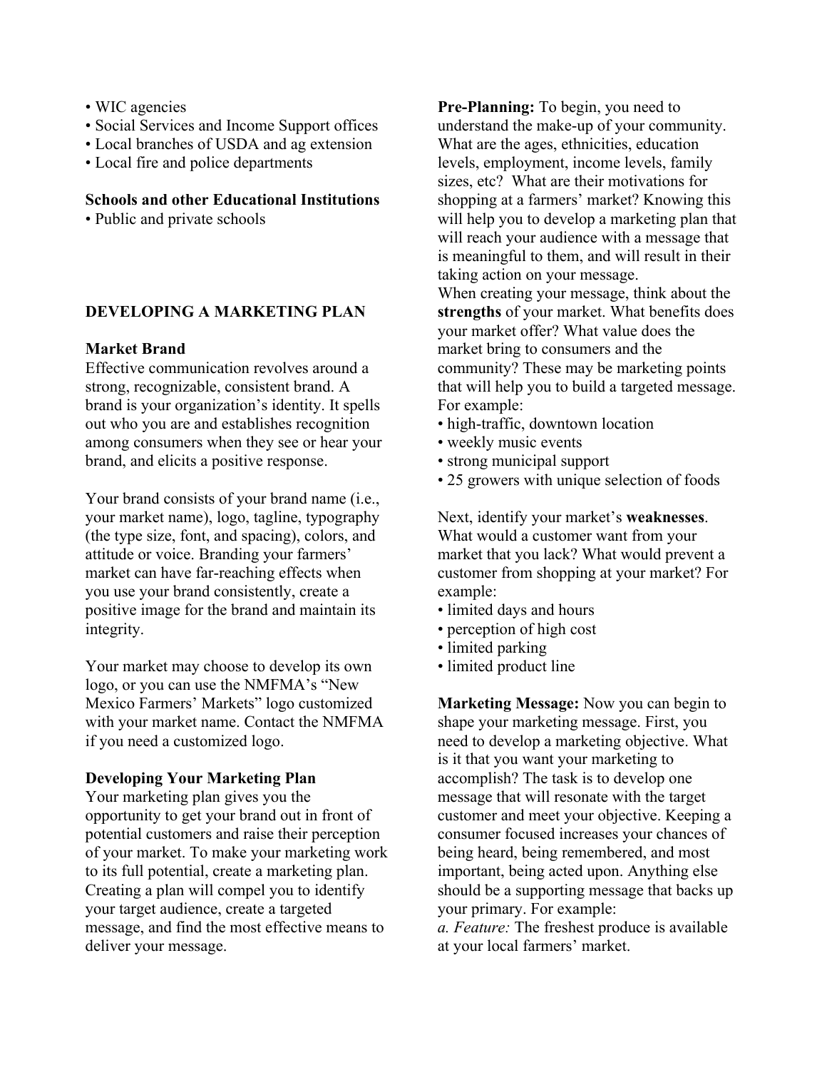- WIC agencies
- Social Services and Income Support offices
- Local branches of USDA and ag extension
- Local fire and police departments

**Schools and other Educational Institutions**

- Public and private schools

## DEVELOPING A MARKETING PLAN

### Market Brand

Effective communication revolves around a strong, recognizable, consistent brand. A brand is your organization's identity. It spells out who you are and establishes recognition among consumers when they see or hear your brand, and elicits a positive response.

Your brand consists of your brand name (i.e., your market name), logo, tagline, typography (the type size, font, and spacing), colors, and attitude or voice. Branding your farmers' market can have far-reaching effects when you use your brand consistently, create a positive image for the brand and maintain its integrity.

Your market may choose to develop its own logo, or you can use the NMFMA's "New Mexico Farmers' Markets" logo customized with your market name. Contact the NMFMA if you need a customized logo.

### Developing Your Marketing Plan

Your marketing plan gives you the opportunity to get your brand out in front of potential customers and raise their perception of your market. To make your marketing work to its full potential, create a marketing plan. Creating a plan will compel you to identify your target audience, create a targeted message, and find the most effective means to deliver your message.

**Pre-Planning:** To begin, you need to understand the make-up of your community. What are the ages, ethnicities, education levels, employment, income levels, family sizes, etc? What are their motivations for shopping at a farmers' market? Knowing this will help you to develop a marketing plan that will reach your audience with a message that is meaningful to them, and will result in their taking action on your message.
When creating your message, think about the **strengths** of your market. What benefits does your market offer? What value does the market bring to consumers and the community? These may be marketing points that will help you to build a targeted message. For example:

- high-traffic, downtown location
- weekly music events
- strong municipal support
- 25 growers with unique selection of foods

Next, identify your market's **weaknesses**. What would a customer want from your market that you lack? What would prevent a customer from shopping at your market? For example:

- limited days and hours
- perception of high cost
- limited parking
- limited product line

**Marketing Message:** Now you can begin to shape your marketing message. First, you need to develop a marketing objective. What is it that you want your marketing to accomplish? The task is to develop one message that will resonate with the target customer and meet your objective. Keeping a consumer focused increases your chances of being heard, being remembered, and most important, being acted upon. Anything else should be a supporting message that backs up your primary. For example:
*a. Feature:* The freshest produce is available at your local farmers' market.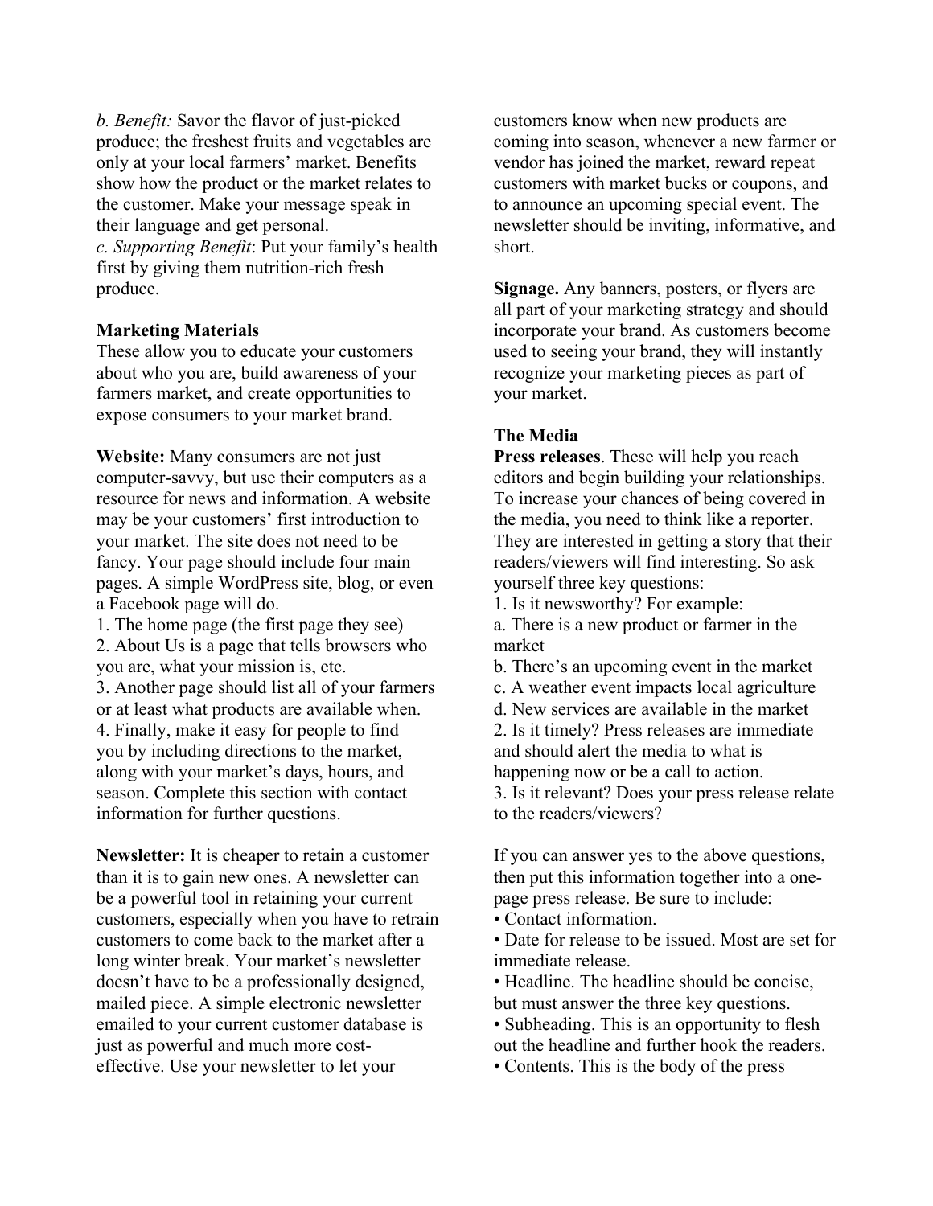*b. Benefit:* Savor the flavor of just-picked produce; the freshest fruits and vegetables are only at your local farmers' market. Benefits show how the product or the market relates to the customer. Make your message speak in their language and get personal.

*c. Supporting Benefit*: Put your family's health first by giving them nutrition-rich fresh produce.

### Marketing Materials

These allow you to educate your customers about who you are, build awareness of your farmers market, and create opportunities to expose consumers to your market brand.

**Website:** Many consumers are not just computer-savvy, but use their computers as a resource for news and information. A website may be your customers' first introduction to your market. The site does not need to be fancy. Your page should include four main pages. A simple WordPress site, blog, or even a Facebook page will do.

1. The home page (the first page they see)
2. About Us is a page that tells browsers who you are, what your mission is, etc.
3. Another page should list all of your farmers or at least what products are available when.
4. Finally, make it easy for people to find you by including directions to the market, along with your market's days, hours, and season. Complete this section with contact information for further questions.

**Newsletter:** It is cheaper to retain a customer than it is to gain new ones. A newsletter can be a powerful tool in retaining your current customers, especially when you have to retrain customers to come back to the market after a long winter break. Your market's newsletter doesn't have to be a professionally designed, mailed piece. A simple electronic newsletter emailed to your current customer database is just as powerful and much more cost-effective. Use your newsletter to let your customers know when new products are coming into season, whenever a new farmer or vendor has joined the market, reward repeat customers with market bucks or coupons, and to announce an upcoming special event. The newsletter should be inviting, informative, and short.

**Signage.** Any banners, posters, or flyers are all part of your marketing strategy and should incorporate your brand. As customers become used to seeing your brand, they will instantly recognize your marketing pieces as part of your market.

### The Media

**Press releases**. These will help you reach editors and begin building your relationships. To increase your chances of being covered in the media, you need to think like a reporter. They are interested in getting a story that their readers/viewers will find interesting. So ask yourself three key questions:

1. Is it newsworthy? For example:
   a. There is a new product or farmer in the market
   b. There's an upcoming event in the market
   c. A weather event impacts local agriculture
   d. New services are available in the market
2. Is it timely? Press releases are immediate and should alert the media to what is happening now or be a call to action.
3. Is it relevant? Does your press release relate to the readers/viewers?

If you can answer yes to the above questions, then put this information together into a one-page press release. Be sure to include:

- Contact information.
- Date for release to be issued. Most are set for immediate release.
- Headline. The headline should be concise, but must answer the three key questions.
- Subheading. This is an opportunity to flesh out the headline and further hook the readers.
- Contents. This is the body of the press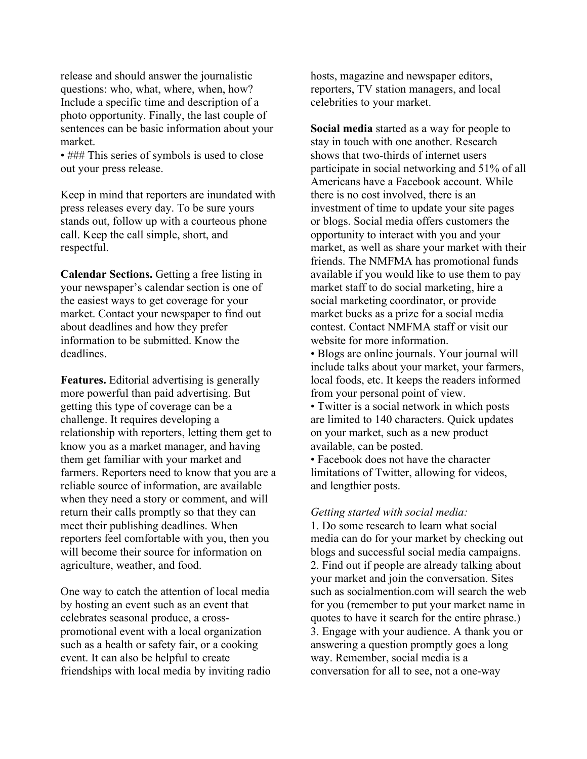release and should answer the journalistic questions: who, what, where, when, how? Include a specific time and description of a photo opportunity. Finally, the last couple of sentences can be basic information about your market.
• ### This series of symbols is used to close out your press release.

Keep in mind that reporters are inundated with press releases every day. To be sure yours stands out, follow up with a courteous phone call. Keep the call simple, short, and respectful.

**Calendar Sections.** Getting a free listing in your newspaper's calendar section is one of the easiest ways to get coverage for your market. Contact your newspaper to find out about deadlines and how they prefer information to be submitted. Know the deadlines.

**Features.** Editorial advertising is generally more powerful than paid advertising. But getting this type of coverage can be a challenge. It requires developing a relationship with reporters, letting them get to know you as a market manager, and having them get familiar with your market and farmers. Reporters need to know that you are a reliable source of information, are available when they need a story or comment, and will return their calls promptly so that they can meet their publishing deadlines. When reporters feel comfortable with you, then you will become their source for information on agriculture, weather, and food.

One way to catch the attention of local media by hosting an event such as an event that celebrates seasonal produce, a cross-promotional event with a local organization such as a health or safety fair, or a cooking event. It can also be helpful to create friendships with local media by inviting radio hosts, magazine and newspaper editors, reporters, TV station managers, and local celebrities to your market.

**Social media** started as a way for people to stay in touch with one another. Research shows that two-thirds of internet users participate in social networking and 51% of all Americans have a Facebook account. While there is no cost involved, there is an investment of time to update your site pages or blogs. Social media offers customers the opportunity to interact with you and your market, as well as share your market with their friends. The NMFMA has promotional funds available if you would like to use them to pay market staff to do social marketing, hire a social marketing coordinator, or provide market bucks as a prize for a social media contest. Contact NMFMA staff or visit our website for more information.
• Blogs are online journals. Your journal will include talks about your market, your farmers, local foods, etc. It keeps the readers informed from your personal point of view.
• Twitter is a social network in which posts are limited to 140 characters. Quick updates on your market, such as a new product available, can be posted.
• Facebook does not have the character limitations of Twitter, allowing for videos, and lengthier posts.

*Getting started with social media:*
1. Do some research to learn what social media can do for your market by checking out blogs and successful social media campaigns.
2. Find out if people are already talking about your market and join the conversation. Sites such as socialmention.com will search the web for you (remember to put your market name in quotes to have it search for the entire phrase.)
3. Engage with your audience. A thank you or answering a question promptly goes a long way. Remember, social media is a conversation for all to see, not a one-way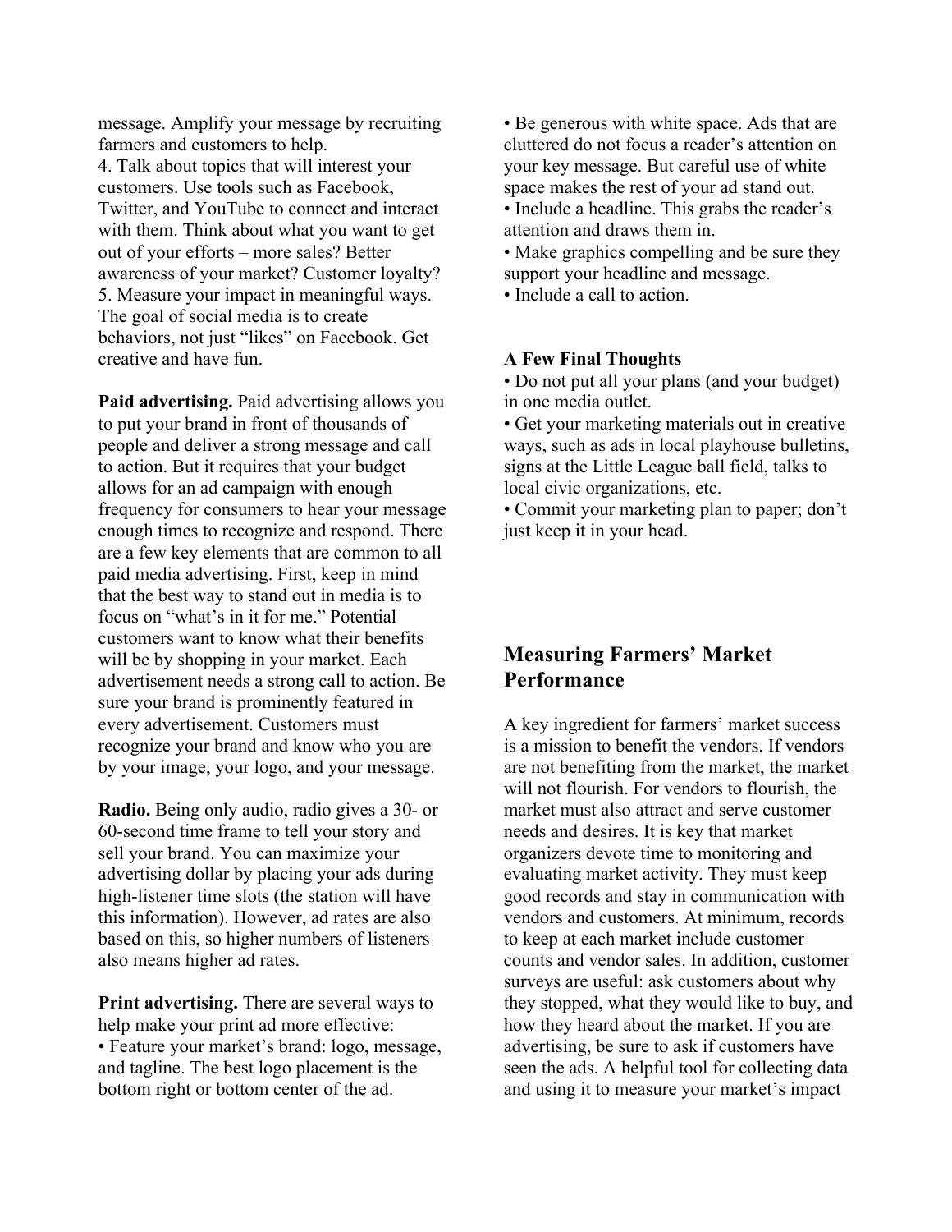message. Amplify your message by recruiting farmers and customers to help.

4. Talk about topics that will interest your customers. Use tools such as Facebook, Twitter, and YouTube to connect and interact with them. Think about what you want to get out of your efforts – more sales? Better awareness of your market? Customer loyalty?

5. Measure your impact in meaningful ways. The goal of social media is to create behaviors, not just "likes" on Facebook. Get creative and have fun.

**Paid advertising.** Paid advertising allows you to put your brand in front of thousands of people and deliver a strong message and call to action. But it requires that your budget allows for an ad campaign with enough frequency for consumers to hear your message enough times to recognize and respond. There are a few key elements that are common to all paid media advertising. First, keep in mind that the best way to stand out in media is to focus on "what's in it for me." Potential customers want to know what their benefits will be by shopping in your market. Each advertisement needs a strong call to action. Be sure your brand is prominently featured in every advertisement. Customers must recognize your brand and know who you are by your image, your logo, and your message.

**Radio.** Being only audio, radio gives a 30- or 60-second time frame to tell your story and sell your brand. You can maximize your advertising dollar by placing your ads during high-listener time slots (the station will have this information). However, ad rates are also based on this, so higher numbers of listeners also means higher ad rates.

**Print advertising.** There are several ways to help make your print ad more effective:

- Feature your market's brand: logo, message, and tagline. The best logo placement is the bottom right or bottom center of the ad.
- Be generous with white space. Ads that are cluttered do not focus a reader's attention on your key message. But careful use of white space makes the rest of your ad stand out.
- Include a headline. This grabs the reader's attention and draws them in.
- Make graphics compelling and be sure they support your headline and message.
- Include a call to action.

**A Few Final Thoughts**

- Do not put all your plans (and your budget) in one media outlet.
- Get your marketing materials out in creative ways, such as ads in local playhouse bulletins, signs at the Little League ball field, talks to local civic organizations, etc.
- Commit your marketing plan to paper; don't just keep it in your head.

## Measuring Farmers' Market Performance

A key ingredient for farmers' market success is a mission to benefit the vendors. If vendors are not benefiting from the market, the market will not flourish. For vendors to flourish, the market must also attract and serve customer needs and desires. It is key that market organizers devote time to monitoring and evaluating market activity. They must keep good records and stay in communication with vendors and customers. At minimum, records to keep at each market include customer counts and vendor sales. In addition, customer surveys are useful: ask customers about why they stopped, what they would like to buy, and how they heard about the market. If you are advertising, be sure to ask if customers have seen the ads. A helpful tool for collecting data and using it to measure your market's impact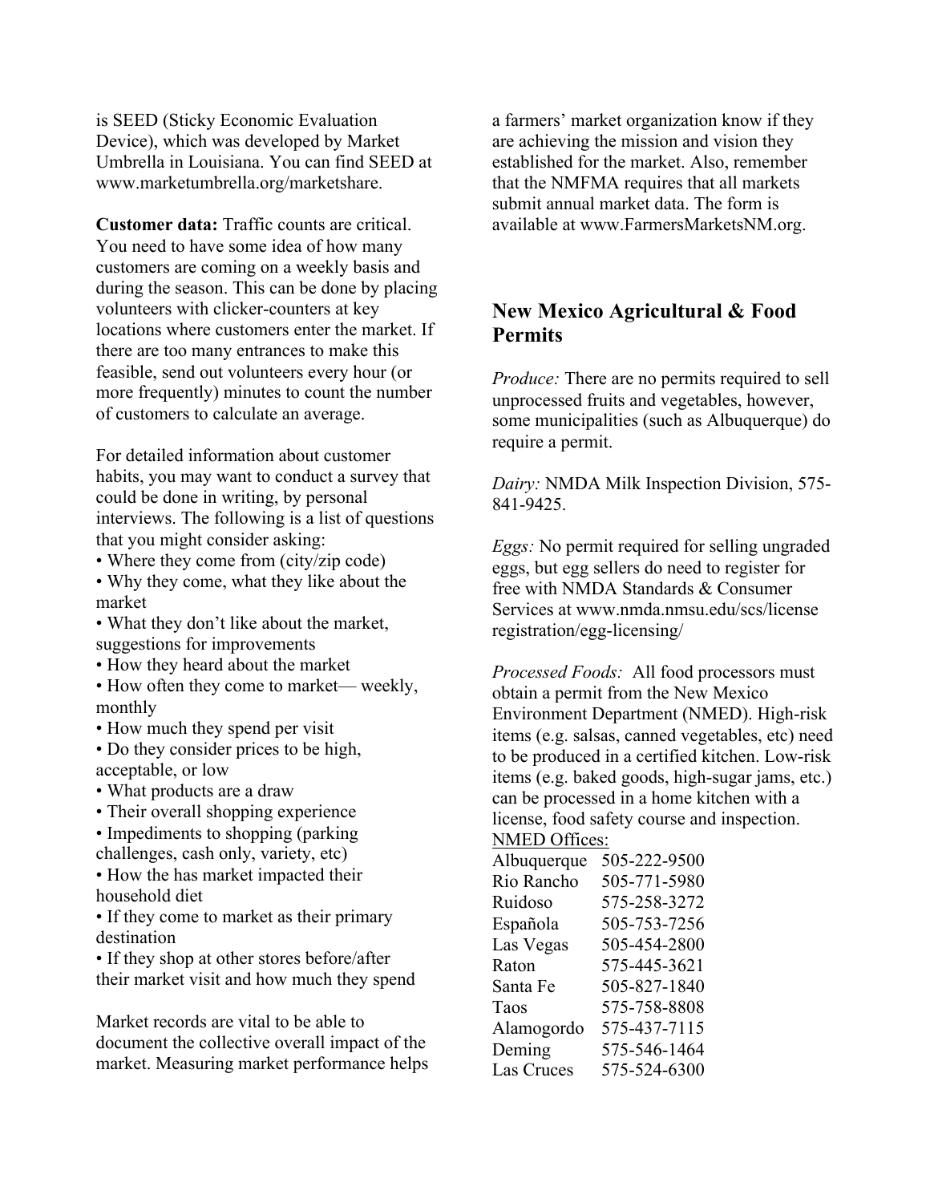is SEED (Sticky Economic Evaluation Device), which was developed by Market Umbrella in Louisiana. You can find SEED at www.marketumbrella.org/marketshare.

**Customer data:** Traffic counts are critical. You need to have some idea of how many customers are coming on a weekly basis and during the season. This can be done by placing volunteers with clicker-counters at key locations where customers enter the market. If there are too many entrances to make this feasible, send out volunteers every hour (or more frequently) minutes to count the number of customers to calculate an average.

For detailed information about customer habits, you may want to conduct a survey that could be done in writing, by personal interviews. The following is a list of questions that you might consider asking:

- Where they come from (city/zip code)
- Why they come, what they like about the market
- What they don't like about the market, suggestions for improvements
- How they heard about the market
- How often they come to market— weekly, monthly
- How much they spend per visit
- Do they consider prices to be high, acceptable, or low
- What products are a draw
- Their overall shopping experience
- Impediments to shopping (parking challenges, cash only, variety, etc)
- How the has market impacted their household diet
- If they come to market as their primary destination
- If they shop at other stores before/after their market visit and how much they spend

Market records are vital to be able to document the collective overall impact of the market. Measuring market performance helps a farmers' market organization know if they are achieving the mission and vision they established for the market. Also, remember that the NMFMA requires that all markets submit annual market data. The form is available at www.FarmersMarketsNM.org.

## New Mexico Agricultural & Food Permits

*Produce:* There are no permits required to sell unprocessed fruits and vegetables, however, some municipalities (such as Albuquerque) do require a permit.

*Dairy:* NMDA Milk Inspection Division, 575-841-9425.

*Eggs:* No permit required for selling ungraded eggs, but egg sellers do need to register for free with NMDA Standards & Consumer Services at www.nmda.nmsu.edu/scs/license registration/egg-licensing/

*Processed Foods:* All food processors must obtain a permit from the New Mexico Environment Department (NMED). High-risk items (e.g. salsas, canned vegetables, etc) need to be produced in a certified kitchen. Low-risk items (e.g. baked goods, high-sugar jams, etc.) can be processed in a home kitchen with a license, food safety course and inspection.

NMED Offices:

| | |
|---|---|
| Albuquerque | 505-222-9500 |
| Rio Rancho | 505-771-5980 |
| Ruidoso | 575-258-3272 |
| Española | 505-753-7256 |
| Las Vegas | 505-454-2800 |
| Raton | 575-445-3621 |
| Santa Fe | 505-827-1840 |
| Taos | 575-758-8808 |
| Alamogordo | 575-437-7115 |
| Deming | 575-546-1464 |
| Las Cruces | 575-524-6300 |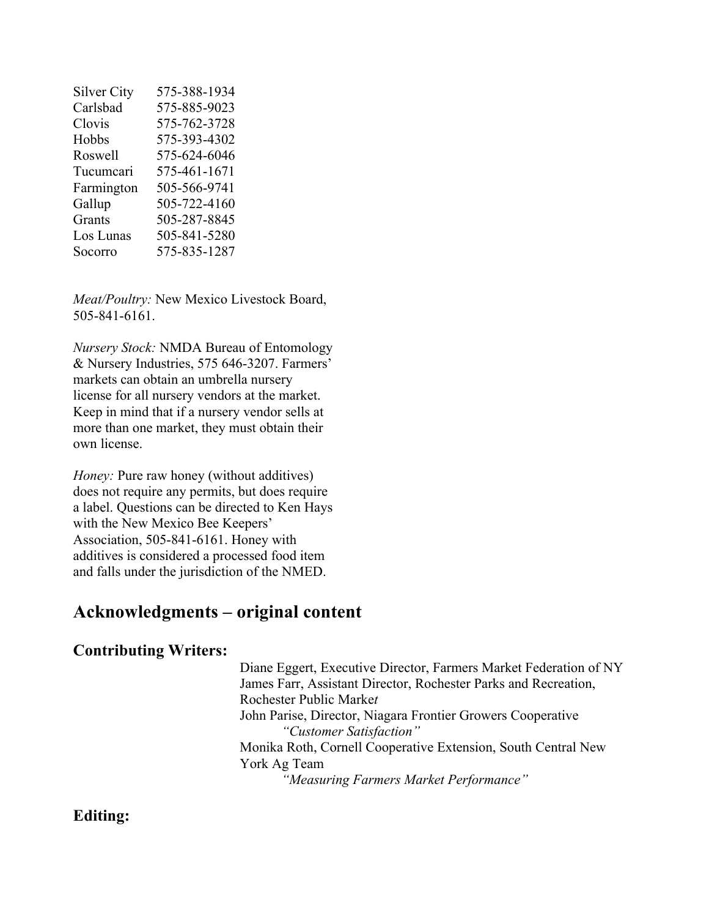| | |
|---|---|
| Silver City | 575-388-1934 |
| Carlsbad | 575-885-9023 |
| Clovis | 575-762-3728 |
| Hobbs | 575-393-4302 |
| Roswell | 575-624-6046 |
| Tucumcari | 575-461-1671 |
| Farmington | 505-566-9741 |
| Gallup | 505-722-4160 |
| Grants | 505-287-8845 |
| Los Lunas | 505-841-5280 |
| Socorro | 575-835-1287 |

*Meat/Poultry:* New Mexico Livestock Board, 505-841-6161.

*Nursery Stock:* NMDA Bureau of Entomology & Nursery Industries, 575 646-3207. Farmers' markets can obtain an umbrella nursery license for all nursery vendors at the market. Keep in mind that if a nursery vendor sells at more than one market, they must obtain their own license.

*Honey:* Pure raw honey (without additives) does not require any permits, but does require a label. Questions can be directed to Ken Hays with the New Mexico Bee Keepers' Association, 505-841-6161. Honey with additives is considered a processed food item and falls under the jurisdiction of the NMED.

## Acknowledgments – original content

### Contributing Writers:

Diane Eggert, Executive Director, Farmers Market Federation of NY
James Farr, Assistant Director, Rochester Parks and Recreation, Rochester Public Market
John Parise, Director, Niagara Frontier Growers Cooperative
*"Customer Satisfaction"*
Monika Roth, Cornell Cooperative Extension, South Central New York Ag Team
*"Measuring Farmers Market Performance"*

### Editing: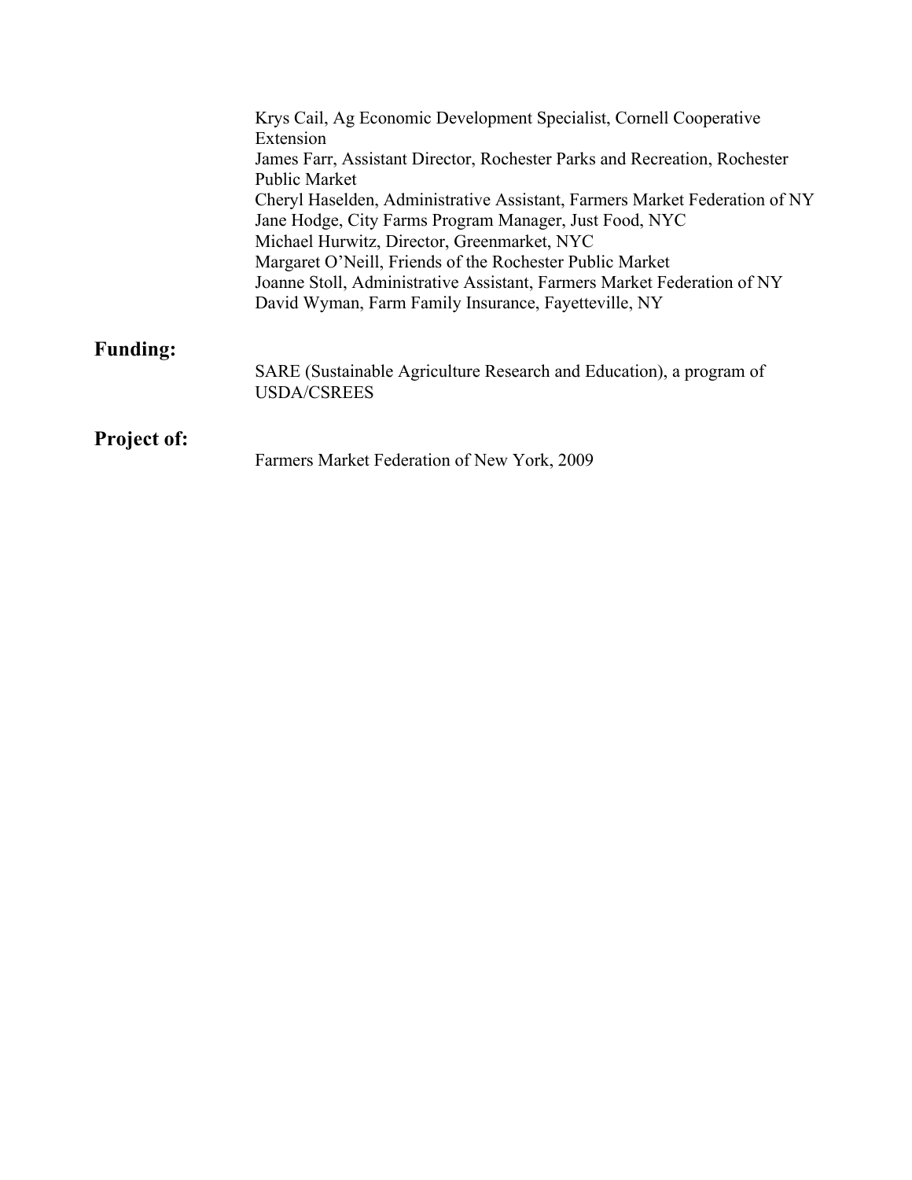Krys Cail, Ag Economic Development Specialist, Cornell Cooperative Extension
James Farr, Assistant Director, Rochester Parks and Recreation, Rochester Public Market
Cheryl Haselden, Administrative Assistant, Farmers Market Federation of NY
Jane Hodge, City Farms Program Manager, Just Food, NYC
Michael Hurwitz, Director, Greenmarket, NYC
Margaret O'Neill, Friends of the Rochester Public Market
Joanne Stoll, Administrative Assistant, Farmers Market Federation of NY
David Wyman, Farm Family Insurance, Fayetteville, NY

**Funding:**

SARE (Sustainable Agriculture Research and Education), a program of USDA/CSREES

**Project of:**

Farmers Market Federation of New York, 2009